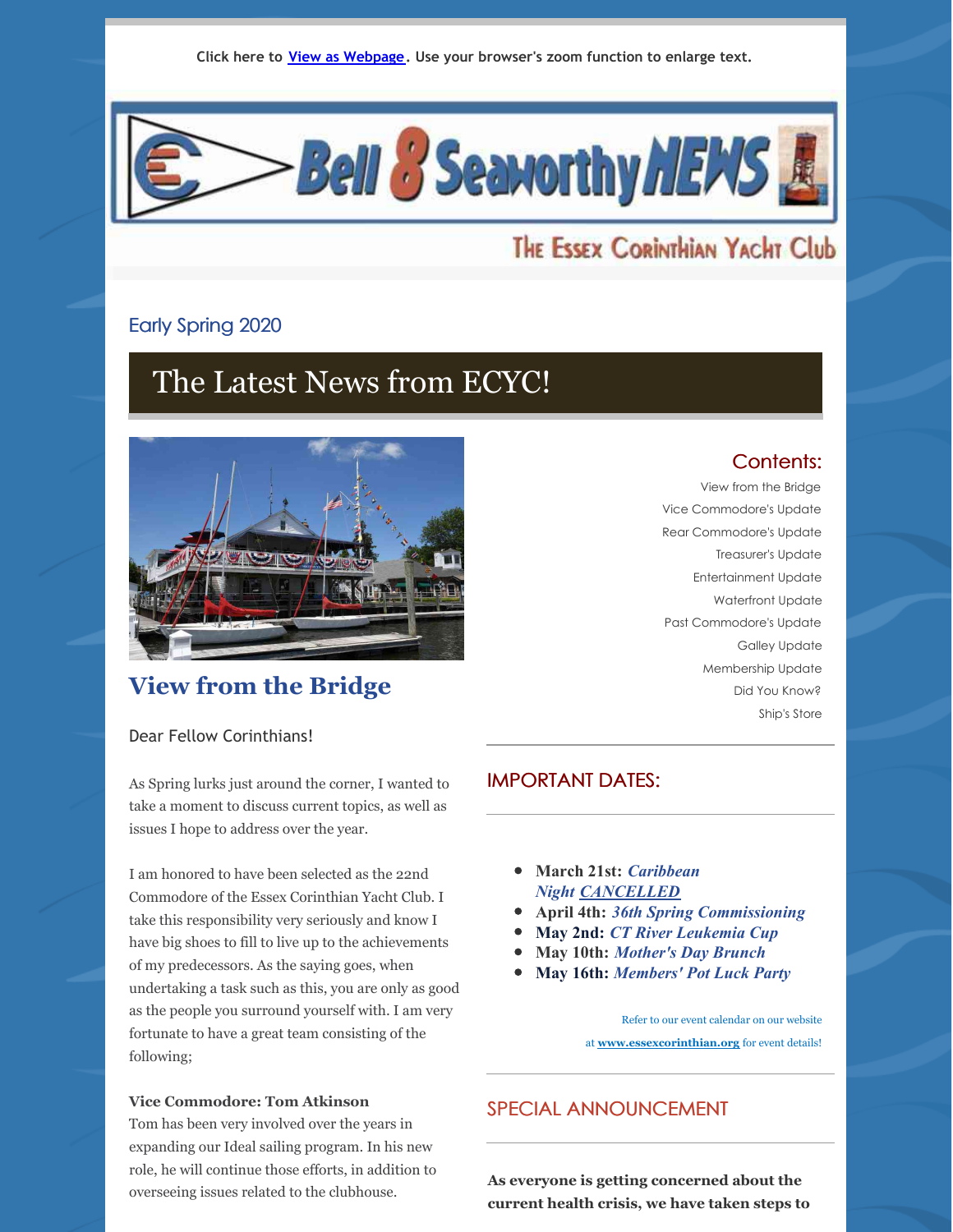Click here to [View as Webpage](). Use your browser's zoom function to enlarge text.

# Bell 8 Seaworthy NEWS

The Essex Corinthian Yacht Club

Early Spring 2020

## The Latest News from ECYC!

## View from the Bridge

Dear Fellow Corinthians!

As Spring lurks just around the corner, I wanted to take a moment to discuss current topics, as well as issues I hope to address over the year.

I am honored to have been selected as the 22nd Commodore of the Essex Corinthian Yacht Club. I take this responsibility very seriously and know I have big shoes to fill to live up to the achievements of my predecessors. As the saying goes, when undertaking a task such as this, you are only as good as the people you surround yourself with. I am very fortunate to have a great team consisting of the following;

**Vice Commodore: Tom Atkinson**
Tom has been very involved over the years in expanding our Ideal sailing program. In his new role, he will continue those efforts, in addition to overseeing issues related to the clubhouse.

### Contents:

- View from the Bridge
- Vice Commodore's Update
- Rear Commodore's Update
- Treasurer's Update
- Entertainment Update
- Waterfront Update
- Past Commodore's Update
- Galley Update
- Membership Update
- Did You Know?
- Ship's Store

### IMPORTANT DATES:

- **March 21st:** ***Caribbean Night*** ***CANCELLED***
- **April 4th:** ***36th Spring Commissioning***
- **May 2nd:** ***CT River Leukemia Cup***
- **May 10th:** ***Mother's Day Brunch***
- **May 16th:** ***Members' Pot Luck Party***

Refer to our event calendar on our website at **www.essexcorinthian.org** for event details!

### SPECIAL ANNOUNCEMENT

**As everyone is getting concerned about the current health crisis, we have taken steps to**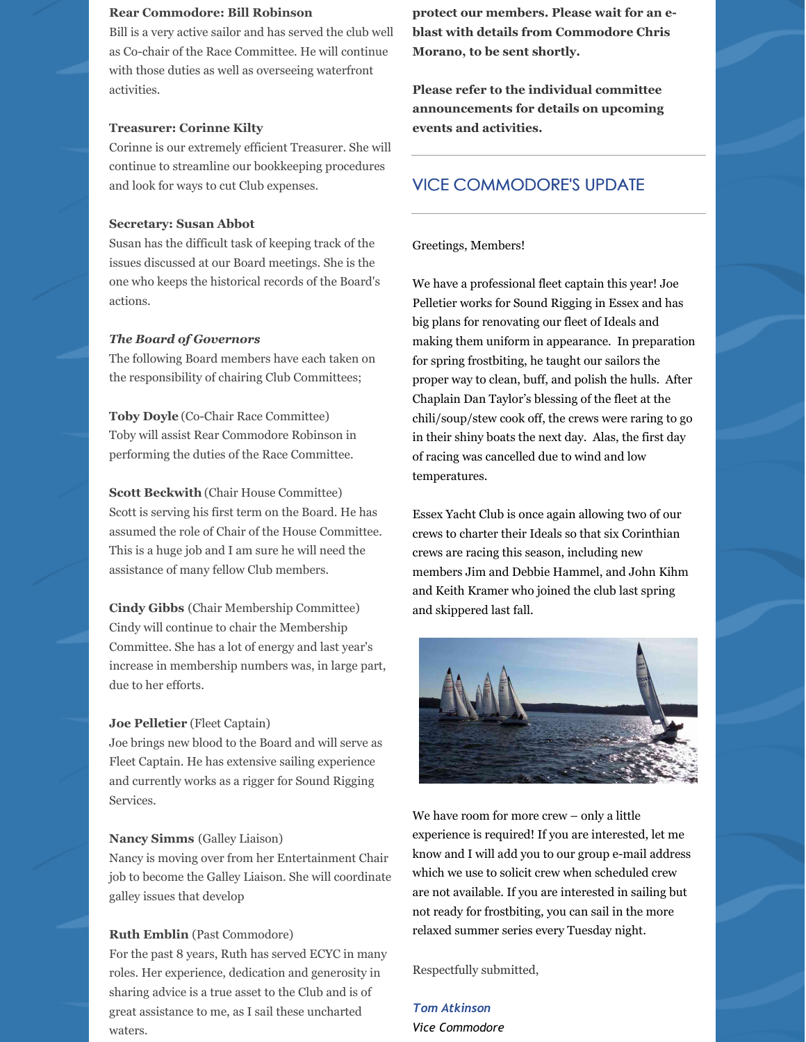**Rear Commodore: Bill Robinson**
Bill is a very active sailor and has served the club well as Co-chair of the Race Committee. He will continue with those duties as well as overseeing waterfront activities.

**Treasurer: Corinne Kilty**
Corinne is our extremely efficient Treasurer. She will continue to streamline our bookkeeping procedures and look for ways to cut Club expenses.

**Secretary: Susan Abbot**
Susan has the difficult task of keeping track of the issues discussed at our Board meetings. She is the one who keeps the historical records of the Board's actions.

***The Board of Governors***
The following Board members have each taken on the responsibility of chairing Club Committees;

**Toby Doyle** (Co-Chair Race Committee)
Toby will assist Rear Commodore Robinson in performing the duties of the Race Committee.

**Scott Beckwith** (Chair House Committee)
Scott is serving his first term on the Board. He has assumed the role of Chair of the House Committee. This is a huge job and I am sure he will need the assistance of many fellow Club members.

**Cindy Gibbs** (Chair Membership Committee)
Cindy will continue to chair the Membership Committee. She has a lot of energy and last year's increase in membership numbers was, in large part, due to her efforts.

**Joe Pelletier** (Fleet Captain)
Joe brings new blood to the Board and will serve as Fleet Captain. He has extensive sailing experience and currently works as a rigger for Sound Rigging Services.

**Nancy Simms** (Galley Liaison)
Nancy is moving over from her Entertainment Chair job to become the Galley Liaison. She will coordinate galley issues that develop

**Ruth Emblin** (Past Commodore)
For the past 8 years, Ruth has served ECYC in many roles. Her experience, dedication and generosity in sharing advice is a true asset to the Club and is of great assistance to me, as I sail these uncharted waters.

**protect our members. Please wait for an e-blast with details from Commodore Chris Morano, to be sent shortly.**

**Please refer to the individual committee announcements for details on upcoming events and activities.**

## VICE COMMODORE'S UPDATE

Greetings, Members!

We have a professional fleet captain this year! Joe Pelletier works for Sound Rigging in Essex and has big plans for renovating our fleet of Ideals and making them uniform in appearance. In preparation for spring frostbiting, he taught our sailors the proper way to clean, buff, and polish the hulls. After Chaplain Dan Taylor's blessing of the fleet at the chili/soup/stew cook off, the crews were raring to go in their shiny boats the next day. Alas, the first day of racing was cancelled due to wind and low temperatures.

Essex Yacht Club is once again allowing two of our crews to charter their Ideals so that six Corinthian crews are racing this season, including new members Jim and Debbie Hammel, and John Kihm and Keith Kramer who joined the club last spring and skippered last fall.

We have room for more crew – only a little experience is required! If you are interested, let me know and I will add you to our group e-mail address which we use to solicit crew when scheduled crew are not available. If you are interested in sailing but not ready for frostbiting, you can sail in the more relaxed summer series every Tuesday night.

Respectfully submitted,

***Tom Atkinson***
*Vice Commodore*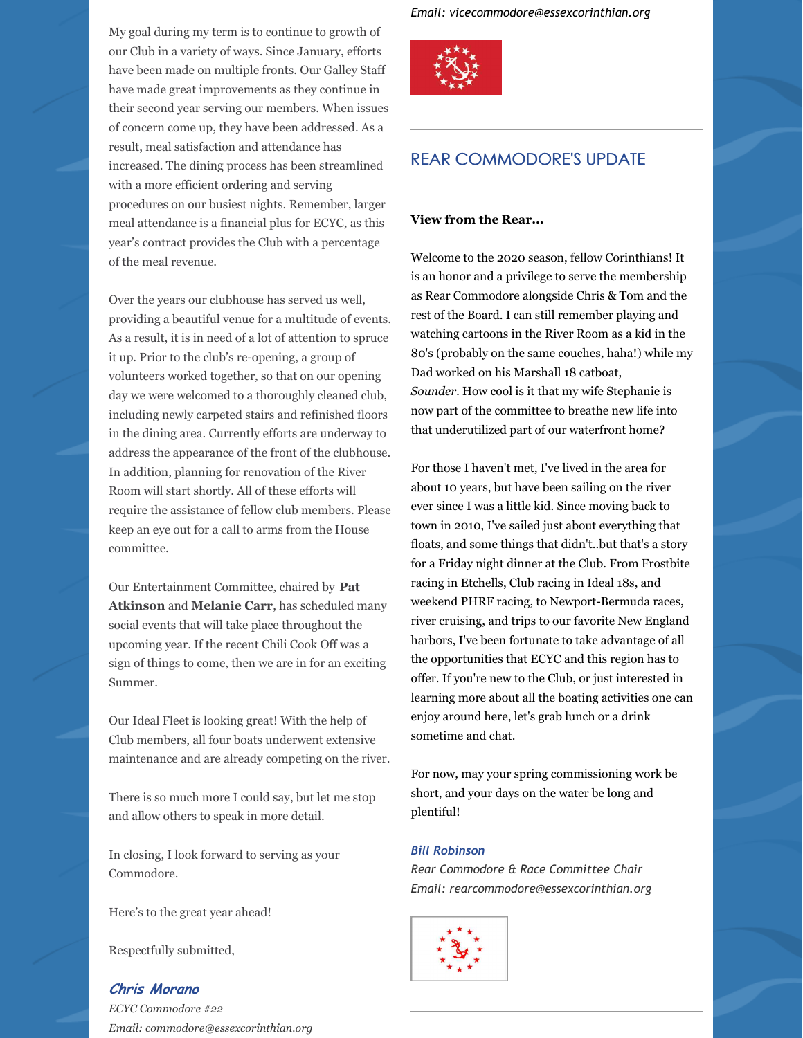My goal during my term is to continue to growth of our Club in a variety of ways. Since January, efforts have been made on multiple fronts. Our Galley Staff have made great improvements as they continue in their second year serving our members. When issues of concern come up, they have been addressed. As a result, meal satisfaction and attendance has increased. The dining process has been streamlined with a more efficient ordering and serving procedures on our busiest nights. Remember, larger meal attendance is a financial plus for ECYC, as this year's contract provides the Club with a percentage of the meal revenue.

Over the years our clubhouse has served us well, providing a beautiful venue for a multitude of events. As a result, it is in need of a lot of attention to spruce it up. Prior to the club's re-opening, a group of volunteers worked together, so that on our opening day we were welcomed to a thoroughly cleaned club, including newly carpeted stairs and refinished floors in the dining area. Currently efforts are underway to address the appearance of the front of the clubhouse. In addition, planning for renovation of the River Room will start shortly. All of these efforts will require the assistance of fellow club members. Please keep an eye out for a call to arms from the House committee.

Our Entertainment Committee, chaired by **Pat Atkinson** and **Melanie Carr**, has scheduled many social events that will take place throughout the upcoming year. If the recent Chili Cook Off was a sign of things to come, then we are in for an exciting Summer.

Our Ideal Fleet is looking great! With the help of Club members, all four boats underwent extensive maintenance and are already competing on the river.

There is so much more I could say, but let me stop and allow others to speak in more detail.

In closing, I look forward to serving as your Commodore.

Here's to the great year ahead!

Respectfully submitted,

***Chris Morano***
*ECYC Commodore #22*
*Email: commodore@essexcorinthian.org*

*Email: vicecommodore@essexcorinthian.org*

## REAR COMMODORE'S UPDATE

**View from the Rear...**

Welcome to the 2020 season, fellow Corinthians! It is an honor and a privilege to serve the membership as Rear Commodore alongside Chris & Tom and the rest of the Board. I can still remember playing and watching cartoons in the River Room as a kid in the 80's (probably on the same couches, haha!) while my Dad worked on his Marshall 18 catboat, *Sounder*. How cool is it that my wife Stephanie is now part of the committee to breathe new life into that underutilized part of our waterfront home?

For those I haven't met, I've lived in the area for about 10 years, but have been sailing on the river ever since I was a little kid. Since moving back to town in 2010, I've sailed just about everything that floats, and some things that didn't..but that's a story for a Friday night dinner at the Club. From Frostbite racing in Etchells, Club racing in Ideal 18s, and weekend PHRF racing, to Newport-Bermuda races, river cruising, and trips to our favorite New England harbors, I've been fortunate to take advantage of all the opportunities that ECYC and this region has to offer. If you're new to the Club, or just interested in learning more about all the boating activities one can enjoy around here, let's grab lunch or a drink sometime and chat.

For now, may your spring commissioning work be short, and your days on the water be long and plentiful!

***Bill Robinson***
*Rear Commodore & Race Committee Chair*
*Email: rearcommodore@essexcorinthian.org*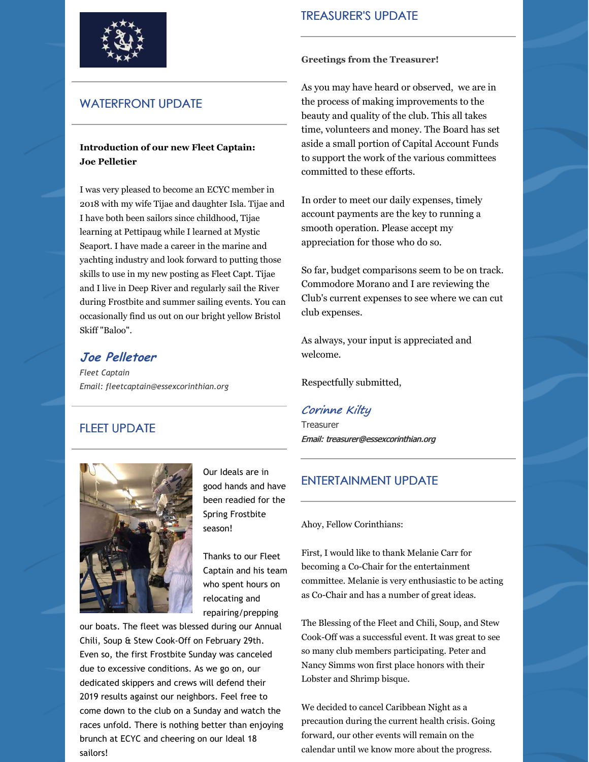## WATERFRONT UPDATE

**Introduction of our new Fleet Captain: Joe Pelletier**

I was very pleased to become an ECYC member in 2018 with my wife Tijae and daughter Isla. Tijae and I have both been sailors since childhood, Tijae learning at Pettipaug while I learned at Mystic Seaport. I have made a career in the marine and yachting industry and look forward to putting those skills to use in my new posting as Fleet Capt. Tijae and I live in Deep River and regularly sail the River during Frostbite and summer sailing events. You can occasionally find us out on our bright yellow Bristol Skiff "Baloo".

***Joe Pelletoer***

*Fleet Captain*

*Email: fleetcaptain@essexcorinthian.org*

## FLEET UPDATE

Our Ideals are in good hands and have been readied for the Spring Frostbite season!

Thanks to our Fleet Captain and his team who spent hours on relocating and repairing/prepping our boats. The fleet was blessed during our Annual Chili, Soup & Stew Cook-Off on February 29th. Even so, the first Frostbite Sunday was canceled due to excessive conditions. As we go on, our dedicated skippers and crews will defend their 2019 results against our neighbors. Feel free to come down to the club on a Sunday and watch the races unfold. There is nothing better than enjoying brunch at ECYC and cheering on our Ideal 18 sailors!

## TREASURER'S UPDATE

**Greetings from the Treasurer!**

As you may have heard or observed, we are in the process of making improvements to the beauty and quality of the club. This all takes time, volunteers and money. The Board has set aside a small portion of Capital Account Funds to support the work of the various committees committed to these efforts.

In order to meet our daily expenses, timely account payments are the key to running a smooth operation. Please accept my appreciation for those who do so.

So far, budget comparisons seem to be on track. Commodore Morano and I are reviewing the Club's current expenses to see where we can cut club expenses.

As always, your input is appreciated and welcome.

Respectfully submitted,

*Corinne Kilty*

Treasurer

***Email: treasurer@essexcorinthian.org***

## ENTERTAINMENT UPDATE

Ahoy, Fellow Corinthians:

First, I would like to thank Melanie Carr for becoming a Co-Chair for the entertainment committee. Melanie is very enthusiastic to be acting as Co-Chair and has a number of great ideas.

The Blessing of the Fleet and Chili, Soup, and Stew Cook-Off was a successful event. It was great to see so many club members participating. Peter and Nancy Simms won first place honors with their Lobster and Shrimp bisque.

We decided to cancel Caribbean Night as a precaution during the current health crisis. Going forward, our other events will remain on the calendar until we know more about the progress.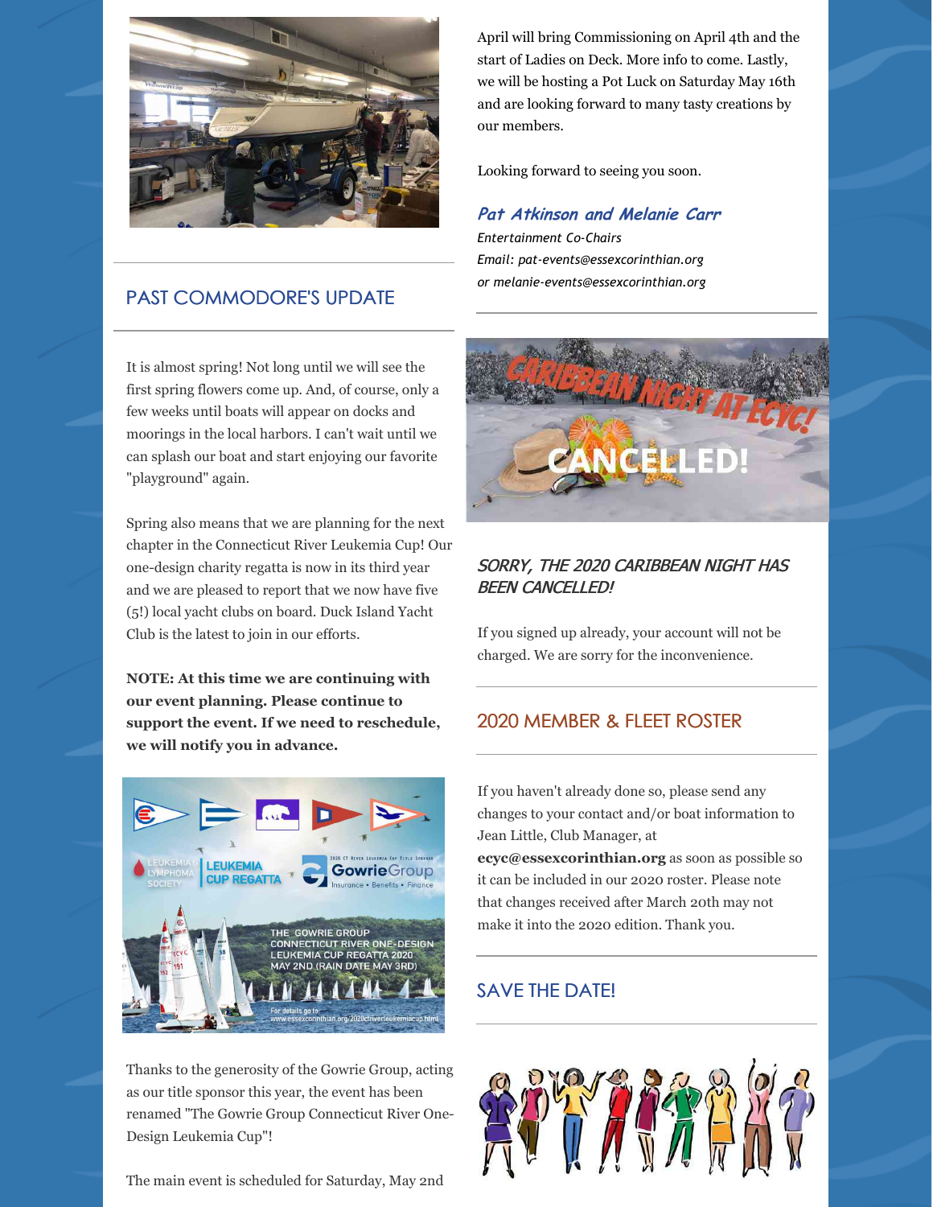## PAST COMMODORE'S UPDATE

It is almost spring! Not long until we will see the first spring flowers come up. And, of course, only a few weeks until boats will appear on docks and moorings in the local harbors. I can't wait until we can splash our boat and start enjoying our favorite "playground" again.

Spring also means that we are planning for the next chapter in the Connecticut River Leukemia Cup! Our one-design charity regatta is now in its third year and we are pleased to report that we now have five (5!) local yacht clubs on board. Duck Island Yacht Club is the latest to join in our efforts.

**NOTE: At this time we are continuing with our event planning. Please continue to support the event. If we need to reschedule, we will notify you in advance.**

Thanks to the generosity of the Gowrie Group, acting as our title sponsor this year, the event has been renamed "The Gowrie Group Connecticut River One-Design Leukemia Cup"!

The main event is scheduled for Saturday, May 2nd

April will bring Commissioning on April 4th and the start of Ladies on Deck. More info to come. Lastly, we will be hosting a Pot Luck on Saturday May 16th and are looking forward to many tasty creations by our members.

Looking forward to seeing you soon.

***Pat Atkinson and Melanie Carr***

*Entertainment Co-Chairs*
*Email: pat-events@essexcorinthian.org*
*or melanie-events@essexcorinthian.org*

### *SORRY, THE 2020 CARIBBEAN NIGHT HAS BEEN CANCELLED!*

If you signed up already, your account will not be charged. We are sorry for the inconvenience.

## 2020 MEMBER & FLEET ROSTER

If you haven't already done so, please send any changes to your contact and/or boat information to Jean Little, Club Manager, at **ecyc@essexcorinthian.org** as soon as possible so it can be included in our 2020 roster. Please note that changes received after March 20th may not make it into the 2020 edition. Thank you.

## SAVE THE DATE!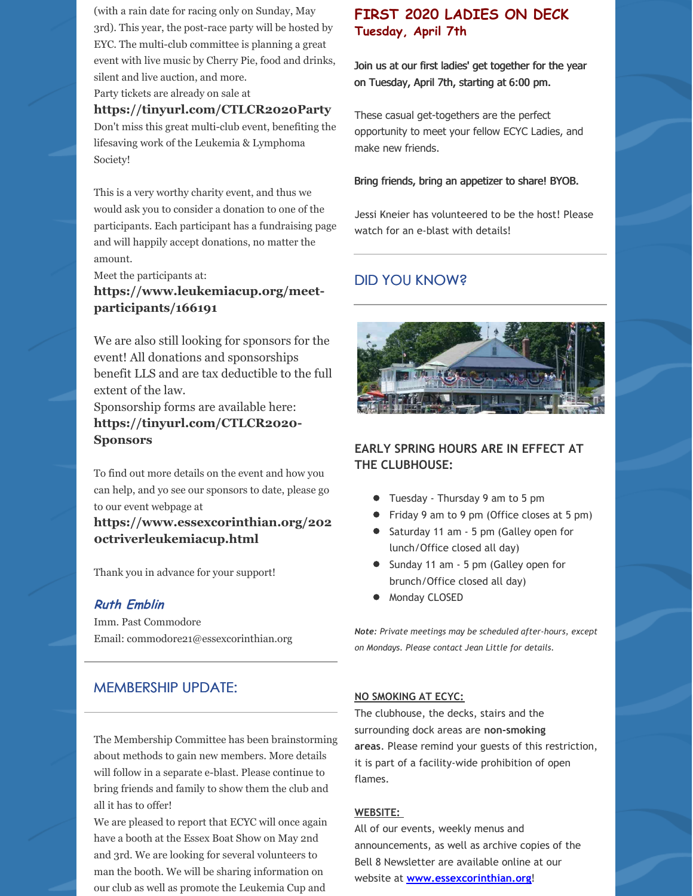(with a rain date for racing only on Sunday, May 3rd). This year, the post-race party will be hosted by EYC. The multi-club committee is planning a great event with live music by Cherry Pie, food and drinks, silent and live auction, and more.
Party tickets are already on sale at

**https://tinyurl.com/CTLCR2020Party**

Don't miss this great multi-club event, benefiting the lifesaving work of the Leukemia & Lymphoma Society!

This is a very worthy charity event, and thus we would ask you to consider a donation to one of the participants. Each participant has a fundraising page and will happily accept donations, no matter the amount.

Meet the participants at:

**https://www.leukemiacup.org/meet-participants/166191**

We are also still looking for sponsors for the event! All donations and sponsorships benefit LLS and are tax deductible to the full extent of the law.
Sponsorship forms are available here:
**https://tinyurl.com/CTLCR2020-Sponsors**

To find out more details on the event and how you can help, and yo see our sponsors to date, please go to our event webpage at

**https://www.essexcorinthian.org/2020ctriverleukemiacup.html**

Thank you in advance for your support!

***Ruth Emblin***
Imm. Past Commodore
Email: commodore21@essexcorinthian.org

## MEMBERSHIP UPDATE:

The Membership Committee has been brainstorming about methods to gain new members. More details will follow in a separate e-blast. Please continue to bring friends and family to show them the club and all it has to offer!

We are pleased to report that ECYC will once again have a booth at the Essex Boat Show on May 2nd and 3rd. We are looking for several volunteers to man the booth. We will be sharing information on our club as well as promote the Leukemia Cup and

## FIRST 2020 LADIES ON DECK
### Tuesday, April 7th

**Join us at our first ladies' get together for the year on Tuesday, April 7th, starting at 6:00 pm.**

These casual get-togethers are the perfect opportunity to meet your fellow ECYC Ladies, and make new friends.

**Bring friends, bring an appetizer to share! BYOB.**

Jessi Kneier has volunteered to be the host! Please watch for an e-blast with details!

## DID YOU KNOW?

### EARLY SPRING HOURS ARE IN EFFECT AT THE CLUBHOUSE:

- Tuesday - Thursday 9 am to 5 pm
- Friday 9 am to 9 pm (Office closes at 5 pm)
- Saturday 11 am - 5 pm (Galley open for lunch/Office closed all day)
- Sunday 11 am - 5 pm (Galley open for brunch/Office closed all day)
- Monday CLOSED

***Note:*** *Private meetings may be scheduled after-hours, except on Mondays. Please contact Jean Little for details.*

**NO SMOKING AT ECYC:**

The clubhouse, the decks, stairs and the surrounding dock areas are **non-smoking areas**. Please remind your guests of this restriction, it is part of a facility-wide prohibition of open flames.

**WEBSITE:**

All of our events, weekly menus and announcements, as well as archive copies of the Bell 8 Newsletter are available online at our website at **www.essexcorinthian.org**!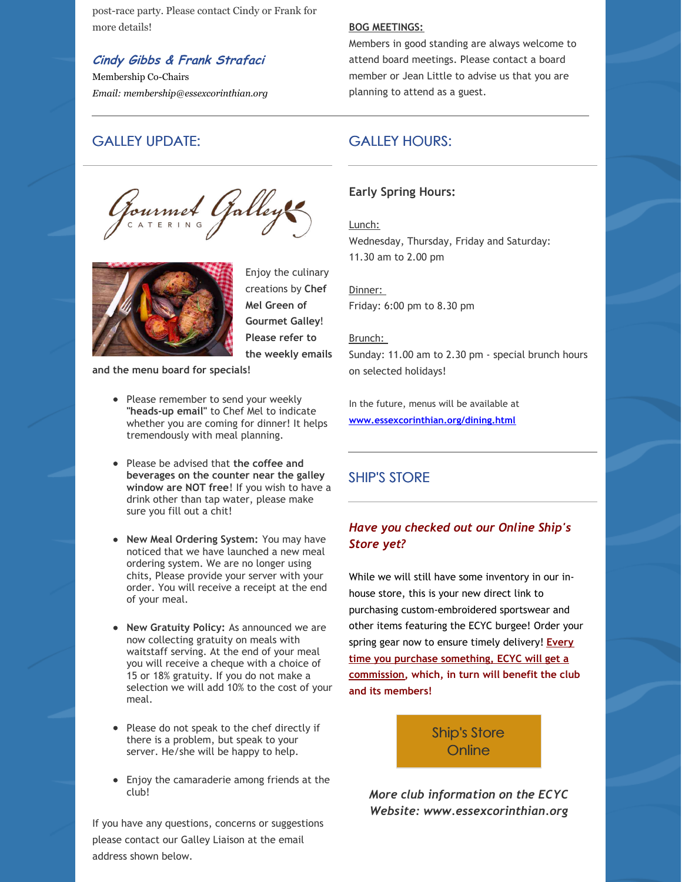post-race party. Please contact Cindy or Frank for more details!

***Cindy Gibbs & Frank Strafaci***
Membership Co-Chairs
*Email: membership@essexcorinthian.org*

**BOG MEETINGS:**
Members in good standing are always welcome to attend board meetings. Please contact a board member or Jean Little to advise us that you are planning to attend as a guest.

## GALLEY UPDATE:

Gourmet Galley CATERING

Enjoy the culinary creations by **Chef Mel Green of Gourmet Galley**! **Please refer to the weekly emails and the menu board for specials!**

- Please remember to send your weekly "**heads-up email**" to Chef Mel to indicate whether you are coming for dinner! It helps tremendously with meal planning.
- Please be advised that **the coffee and beverages on the counter near the galley window are NOT free**! If you wish to have a drink other than tap water, please make sure you fill out a chit!
- **New Meal Ordering System:** You may have noticed that we have launched a new meal ordering system. We are no longer using chits, Please provide your server with your order. You will receive a receipt at the end of your meal.
- **New Gratuity Policy:** As announced we are now collecting gratuity on meals with waitstaff serving. At the end of your meal you will receive a cheque with a choice of 15 or 18% gratuity. If you do not make a selection we will add 10% to the cost of your meal.
- Please do not speak to the chef directly if there is a problem, but speak to your server. He/she will be happy to help.
- Enjoy the camaraderie among friends at the club!

If you have any questions, concerns or suggestions please contact our Galley Liaison at the email address shown below.

## GALLEY HOURS:

**Early Spring Hours:**

Lunch:
Wednesday, Thursday, Friday and Saturday: 11.30 am to 2.00 pm

Dinner:
Friday: 6:00 pm to 8.30 pm

Brunch:
Sunday: 11.00 am to 2.30 pm - special brunch hours on selected holidays!

In the future, menus will be available at **www.essexcorinthian.org/dining.html**

## SHIP'S STORE

***Have you checked out our Online Ship's Store yet?***

While we will still have some inventory in our in-house store, this is your new direct link to purchasing custom-embroidered sportswear and other items featuring the ECYC burgee! Order your spring gear now to ensure timely delivery! **Every time you purchase something, ECYC will get a commission, which, in turn will benefit the club and its members!**

Ship's Store Online

***More club information on the ECYC Website: www.essexcorinthian.org***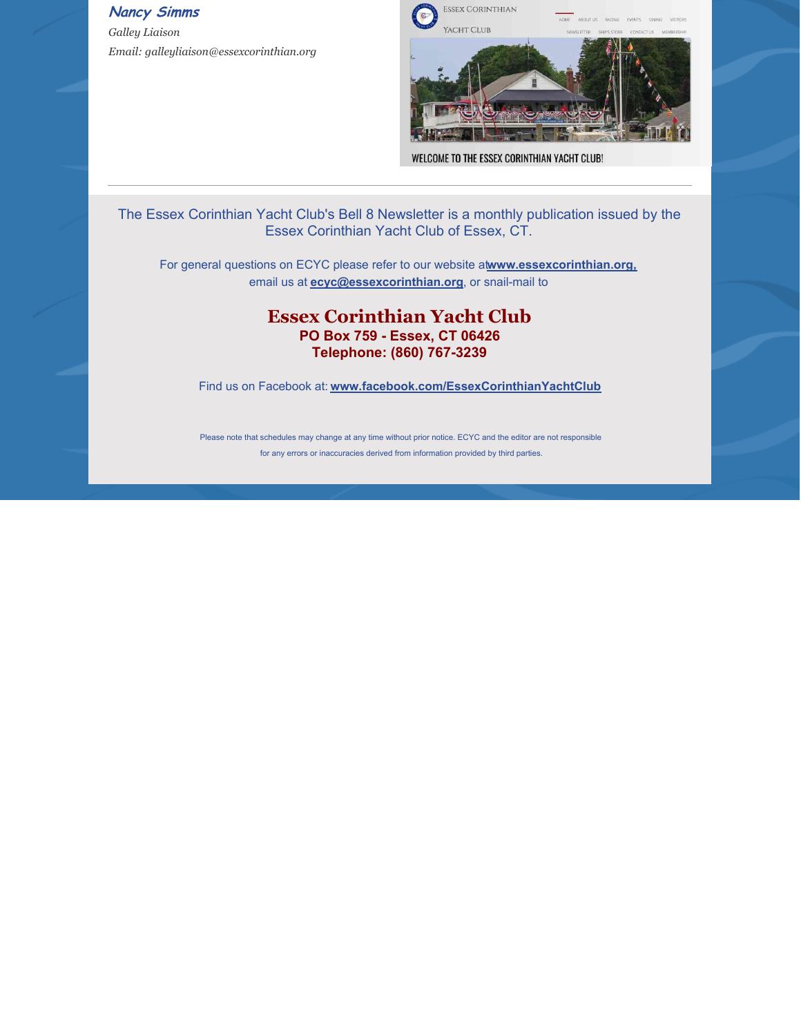**Nancy Simms**

*Galley Liaison*

*Email: galleyliaison@essexcorinthian.org*

---

The Essex Corinthian Yacht Club's Bell 8 Newsletter is a monthly publication issued by the Essex Corinthian Yacht Club of Essex, CT.

For general questions on ECYC please refer to our website at **www.essexcorinthian.org,** email us at **ecyc@essexcorinthian.org**, or snail-mail to

**Essex Corinthian Yacht Club**
**PO Box 759 - Essex, CT 06426**
**Telephone: (860) 767-3239**

Find us on Facebook at: **www.facebook.com/EssexCorinthianYachtClub**

Please note that schedules may change at any time without prior notice. ECYC and the editor are not responsible for any errors or inaccuracies derived from information provided by third parties.